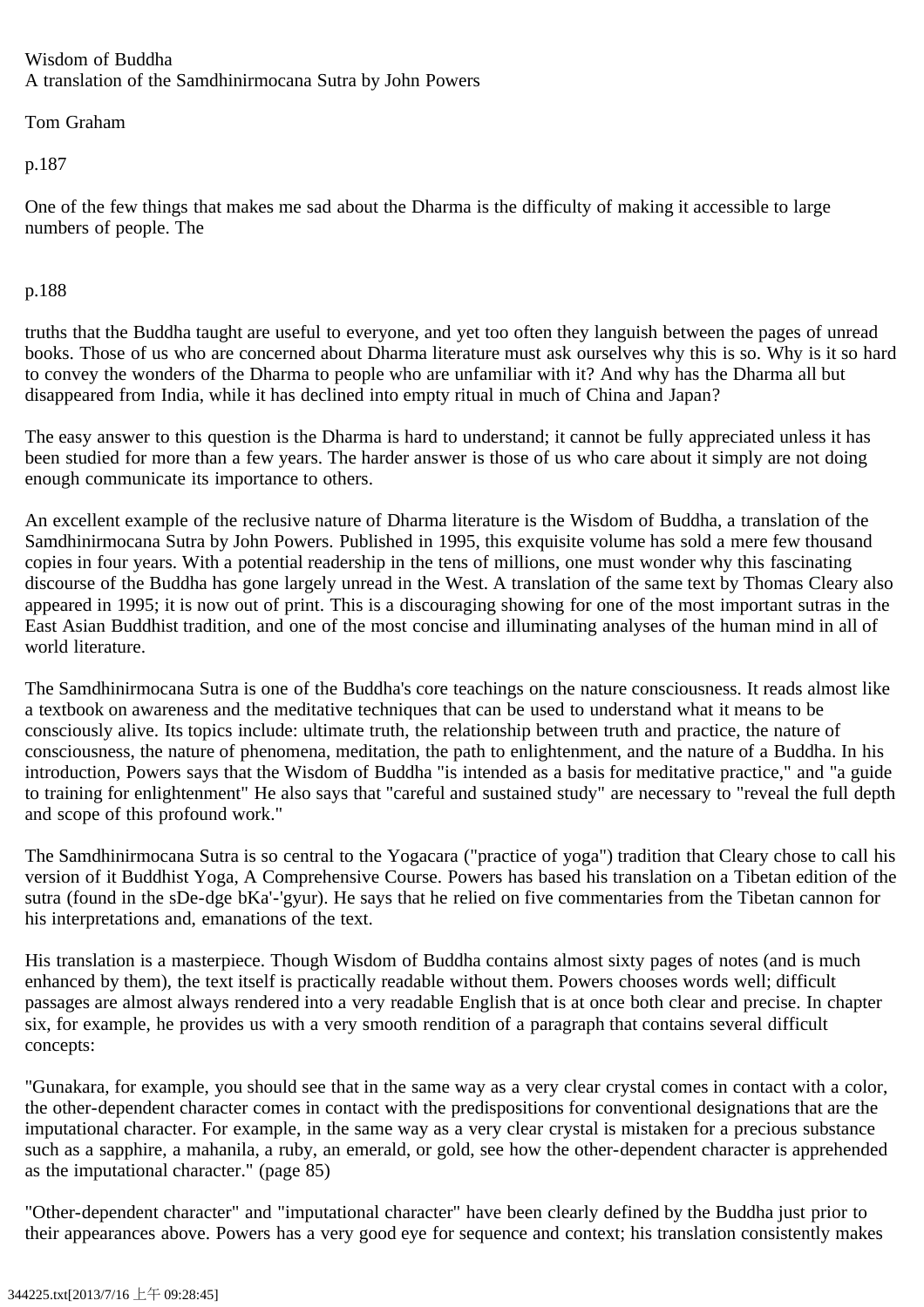Wisdom of Buddha
A translation of the Samdhinirmocana Sutra by John Powers

Tom Graham

p.187

One of the few things that makes me sad about the Dharma is the difficulty of making it accessible to large numbers of people. The

p.188

truths that the Buddha taught are useful to everyone, and yet too often they languish between the pages of unread books. Those of us who are concerned about Dharma literature must ask ourselves why this is so. Why is it so hard to convey the wonders of the Dharma to people who are unfamiliar with it? And why has the Dharma all but disappeared from India, while it has declined into empty ritual in much of China and Japan?

The easy answer to this question is the Dharma is hard to understand; it cannot be fully appreciated unless it has been studied for more than a few years. The harder answer is those of us who care about it simply are not doing enough communicate its importance to others.

An excellent example of the reclusive nature of Dharma literature is the Wisdom of Buddha, a translation of the Samdhinirmocana Sutra by John Powers. Published in 1995, this exquisite volume has sold a mere few thousand copies in four years. With a potential readership in the tens of millions, one must wonder why this fascinating discourse of the Buddha has gone largely unread in the West. A translation of the same text by Thomas Cleary also appeared in 1995; it is now out of print. This is a discouraging showing for one of the most important sutras in the East Asian Buddhist tradition, and one of the most concise and illuminating analyses of the human mind in all of world literature.

The Samdhinirmocana Sutra is one of the Buddha's core teachings on the nature consciousness. It reads almost like a textbook on awareness and the meditative techniques that can be used to understand what it means to be consciously alive. Its topics include: ultimate truth, the relationship between truth and practice, the nature of consciousness, the nature of phenomena, meditation, the path to enlightenment, and the nature of a Buddha. In his introduction, Powers says that the Wisdom of Buddha "is intended as a basis for meditative practice," and "a guide to training for enlightenment" He also says that "careful and sustained study" are necessary to "reveal the full depth and scope of this profound work."

The Samdhinirmocana Sutra is so central to the Yogacara ("practice of yoga") tradition that Cleary chose to call his version of it Buddhist Yoga, A Comprehensive Course. Powers has based his translation on a Tibetan edition of the sutra (found in the sDe-dge bKa'-'gyur). He says that he relied on five commentaries from the Tibetan cannon for his interpretations and, emanations of the text.

His translation is a masterpiece. Though Wisdom of Buddha contains almost sixty pages of notes (and is much enhanced by them), the text itself is practically readable without them. Powers chooses words well; difficult passages are almost always rendered into a very readable English that is at once both clear and precise. In chapter six, for example, he provides us with a very smooth rendition of a paragraph that contains several difficult concepts:

"Gunakara, for example, you should see that in the same way as a very clear crystal comes in contact with a color, the other-dependent character comes in contact with the predispositions for conventional designations that are the imputational character. For example, in the same way as a very clear crystal is mistaken for a precious substance such as a sapphire, a mahanila, a ruby, an emerald, or gold, see how the other-dependent character is apprehended as the imputational character." (page 85)

"Other-dependent character" and "imputational character" have been clearly defined by the Buddha just prior to their appearances above. Powers has a very good eye for sequence and context; his translation consistently makes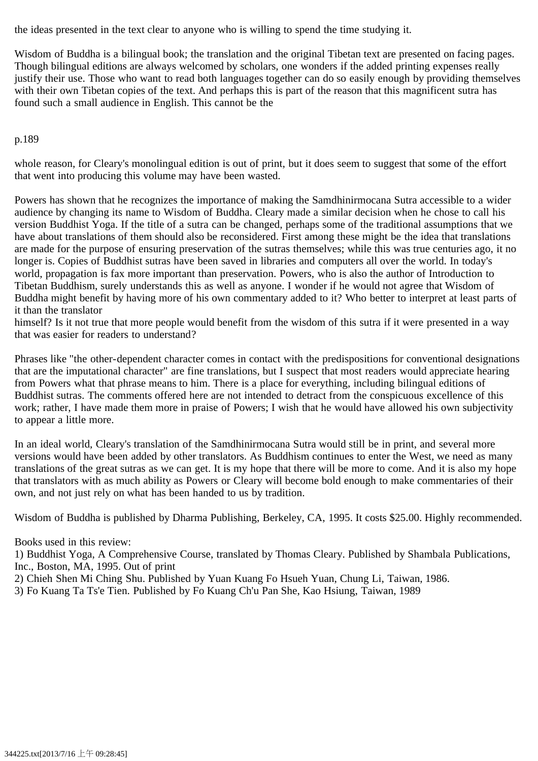the ideas presented in the text clear to anyone who is willing to spend the time studying it.

Wisdom of Buddha is a bilingual book; the translation and the original Tibetan text are presented on facing pages. Though bilingual editions are always welcomed by scholars, one wonders if the added printing expenses really justify their use. Those who want to read both languages together can do so easily enough by providing themselves with their own Tibetan copies of the text. And perhaps this is part of the reason that this magnificent sutra has found such a small audience in English. This cannot be the

p.189

whole reason, for Cleary's monolingual edition is out of print, but it does seem to suggest that some of the effort that went into producing this volume may have been wasted.

Powers has shown that he recognizes the importance of making the Samdhinirmocana Sutra accessible to a wider audience by changing its name to Wisdom of Buddha. Cleary made a similar decision when he chose to call his version Buddhist Yoga. If the title of a sutra can be changed, perhaps some of the traditional assumptions that we have about translations of them should also be reconsidered. First among these might be the idea that translations are made for the purpose of ensuring preservation of the sutras themselves; while this was true centuries ago, it no longer is. Copies of Buddhist sutras have been saved in libraries and computers all over the world. In today's world, propagation is fax more important than preservation. Powers, who is also the author of Introduction to Tibetan Buddhism, surely understands this as well as anyone. I wonder if he would not agree that Wisdom of Buddha might benefit by having more of his own commentary added to it? Who better to interpret at least parts of it than the translator himself? Is it not true that more people would benefit from the wisdom of this sutra if it were presented in a way that was easier for readers to understand?

Phrases like "the other-dependent character comes in contact with the predispositions for conventional designations that are the imputational character" are fine translations, but I suspect that most readers would appreciate hearing from Powers what that phrase means to him. There is a place for everything, including bilingual editions of Buddhist sutras. The comments offered here are not intended to detract from the conspicuous excellence of this work; rather, I have made them more in praise of Powers; I wish that he would have allowed his own subjectivity to appear a little more.

In an ideal world, Cleary's translation of the Samdhinirmocana Sutra would still be in print, and several more versions would have been added by other translators. As Buddhism continues to enter the West, we need as many translations of the great sutras as we can get. It is my hope that there will be more to come. And it is also my hope that translators with as much ability as Powers or Cleary will become bold enough to make commentaries of their own, and not just rely on what has been handed to us by tradition.

Wisdom of Buddha is published by Dharma Publishing, Berkeley, CA, 1995. It costs $25.00. Highly recommended.

Books used in this review:
1) Buddhist Yoga, A Comprehensive Course, translated by Thomas Cleary. Published by Shambala Publications, Inc., Boston, MA, 1995. Out of print
2) Chieh Shen Mi Ching Shu. Published by Yuan Kuang Fo Hsueh Yuan, Chung Li, Taiwan, 1986.
3) Fo Kuang Ta Ts'e Tien. Published by Fo Kuang Ch'u Pan She, Kao Hsiung, Taiwan, 1989